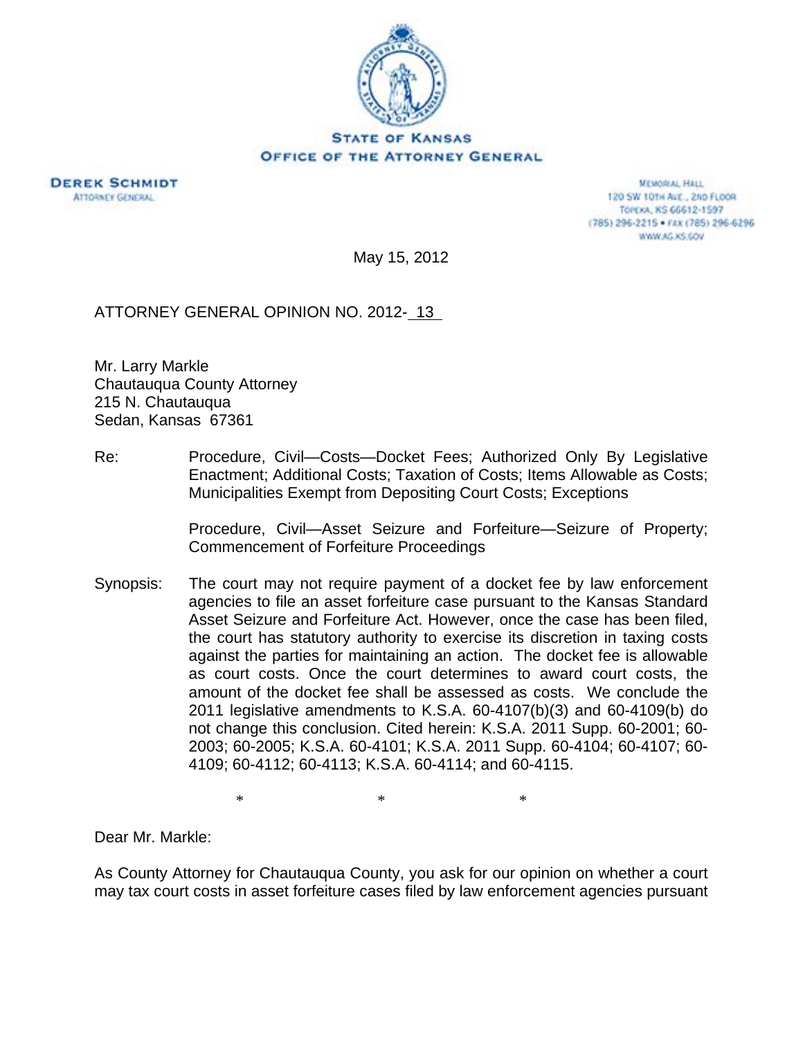**STATE OF KANSAS**
**OFFICE OF THE ATTORNEY GENERAL**

**DEREK SCHMIDT**
ATTORNEY GENERAL

MEMORIAL HALL
120 SW 10TH AVE., 2ND FLOOR
TOPEKA, KS 66612-1597
(785) 296-2215 • FAX (785) 296-6296
WWW.AG.KS.GOV

May 15, 2012

ATTORNEY GENERAL OPINION NO. 2012- 13

Mr. Larry Markle
Chautauqua County Attorney
215 N. Chautauqua
Sedan, Kansas 67361

Re: Procedure, Civil—Costs—Docket Fees; Authorized Only By Legislative Enactment; Additional Costs; Taxation of Costs; Items Allowable as Costs; Municipalities Exempt from Depositing Court Costs; Exceptions

Procedure, Civil—Asset Seizure and Forfeiture—Seizure of Property; Commencement of Forfeiture Proceedings

Synopsis: The court may not require payment of a docket fee by law enforcement agencies to file an asset forfeiture case pursuant to the Kansas Standard Asset Seizure and Forfeiture Act. However, once the case has been filed, the court has statutory authority to exercise its discretion in taxing costs against the parties for maintaining an action. The docket fee is allowable as court costs. Once the court determines to award court costs, the amount of the docket fee shall be assessed as costs. We conclude the 2011 legislative amendments to K.S.A. 60-4107(b)(3) and 60-4109(b) do not change this conclusion. Cited herein: K.S.A. 2011 Supp. 60-2001; 60-2003; 60-2005; K.S.A. 60-4101; K.S.A. 2011 Supp. 60-4104; 60-4107; 60-4109; 60-4112; 60-4113; K.S.A. 60-4114; and 60-4115.

\* \* \*

Dear Mr. Markle:

As County Attorney for Chautauqua County, you ask for our opinion on whether a court may tax court costs in asset forfeiture cases filed by law enforcement agencies pursuant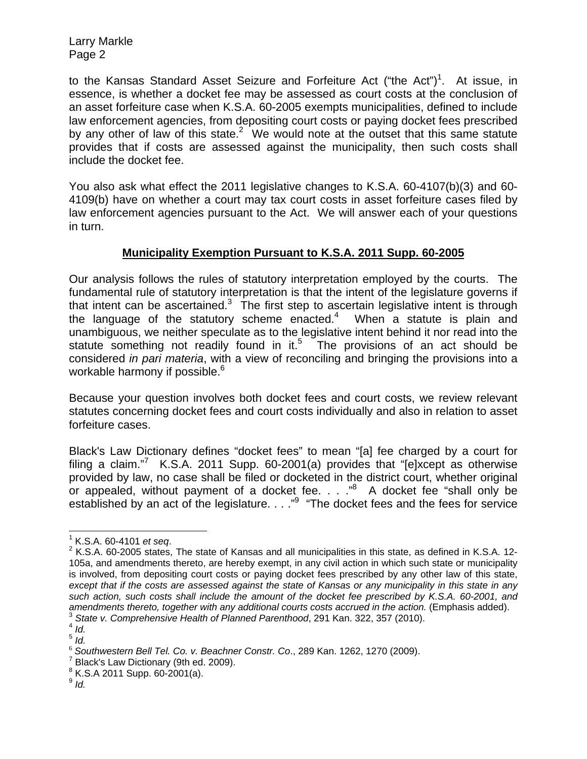to the Kansas Standard Asset Seizure and Forfeiture Act ("the Act")[1]. At issue, in essence, is whether a docket fee may be assessed as court costs at the conclusion of an asset forfeiture case when K.S.A. 60-2005 exempts municipalities, defined to include law enforcement agencies, from depositing court costs or paying docket fees prescribed by any other of law of this state.[2] We would note at the outset that this same statute provides that if costs are assessed against the municipality, then such costs shall include the docket fee.

You also ask what effect the 2011 legislative changes to K.S.A. 60-4107(b)(3) and 60-4109(b) have on whether a court may tax court costs in asset forfeiture cases filed by law enforcement agencies pursuant to the Act. We will answer each of your questions in turn.

## Municipality Exemption Pursuant to K.S.A. 2011 Supp. 60-2005

Our analysis follows the rules of statutory interpretation employed by the courts. The fundamental rule of statutory interpretation is that the intent of the legislature governs if that intent can be ascertained.[3] The first step to ascertain legislative intent is through the language of the statutory scheme enacted.[4] When a statute is plain and unambiguous, we neither speculate as to the legislative intent behind it nor read into the statute something not readily found in it.[5] The provisions of an act should be considered *in pari materia*, with a view of reconciling and bringing the provisions into a workable harmony if possible.[6]

Because your question involves both docket fees and court costs, we review relevant statutes concerning docket fees and court costs individually and also in relation to asset forfeiture cases.

Black's Law Dictionary defines "docket fees" to mean "[a] fee charged by a court for filing a claim."[7] K.S.A. 2011 Supp. 60-2001(a) provides that "[e]xcept as otherwise provided by law, no case shall be filed or docketed in the district court, whether original or appealed, without payment of a docket fee. . . ."[8] A docket fee "shall only be established by an act of the legislature. . . ."[9] "The docket fees and the fees for service

---

[1] K.S.A. 60-4101 *et seq*.

[2] K.S.A. 60-2005 states, The state of Kansas and all municipalities in this state, as defined in K.S.A. 12-105a, and amendments thereto, are hereby exempt, in any civil action in which such state or municipality is involved, from depositing court costs or paying docket fees prescribed by any other law of this state, *except that if the costs are assessed against the state of Kansas or any municipality in this state in any such action, such costs shall include the amount of the docket fee prescribed by K.S.A. 60-2001, and amendments thereto, together with any additional courts costs accrued in the action.* (Emphasis added).

[3] *State v. Comprehensive Health of Planned Parenthood*, 291 Kan. 322, 357 (2010).

[4] *Id.*

[5] *Id.*

[6] *Southwestern Bell Tel. Co. v. Beachner Constr. Co*., 289 Kan. 1262, 1270 (2009).

[7] Black's Law Dictionary (9th ed. 2009).

[8] K.S.A 2011 Supp. 60-2001(a).

[9] *Id.*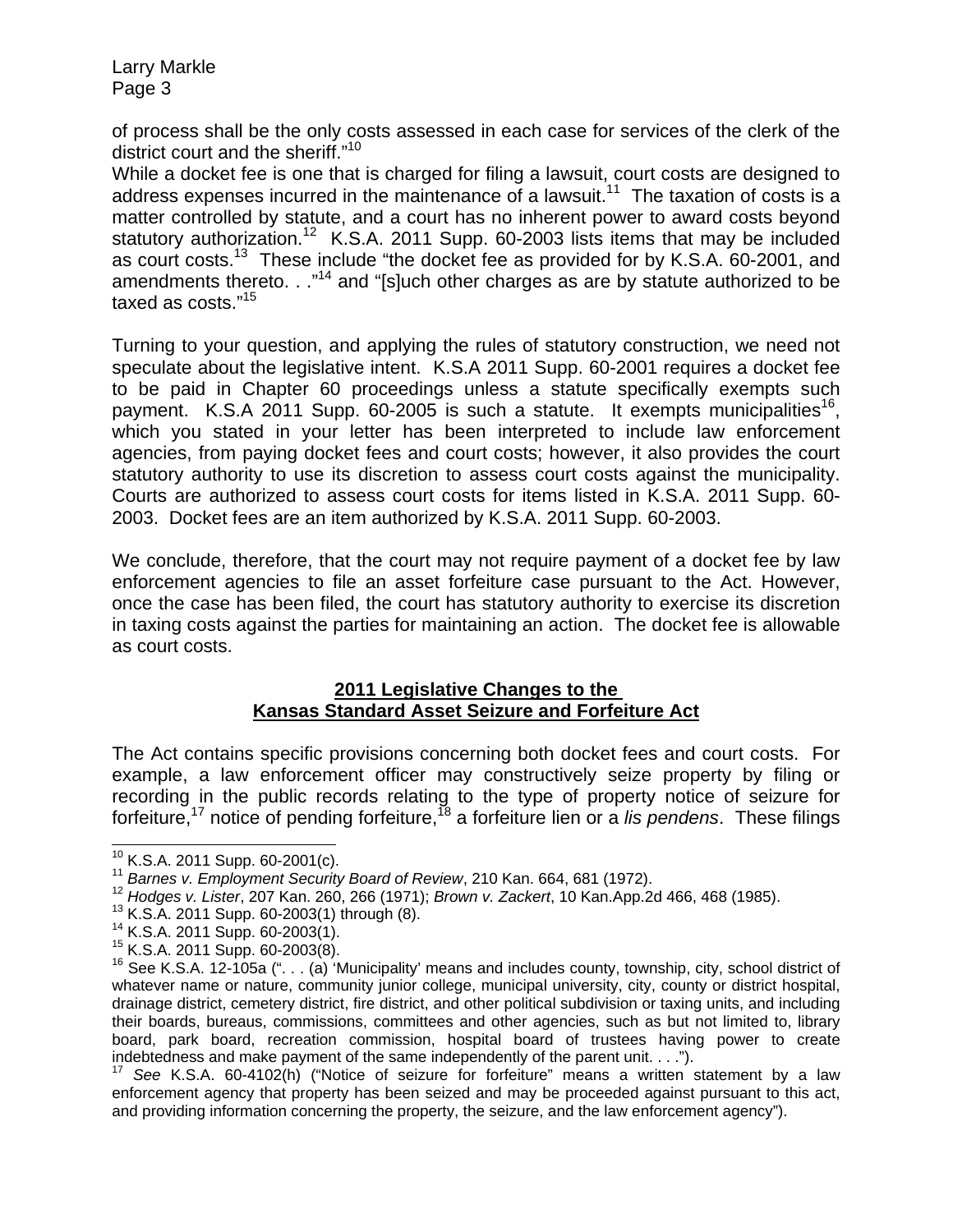of process shall be the only costs assessed in each case for services of the clerk of the district court and the sheriff."[10]

While a docket fee is one that is charged for filing a lawsuit, court costs are designed to address expenses incurred in the maintenance of a lawsuit.[11] The taxation of costs is a matter controlled by statute, and a court has no inherent power to award costs beyond statutory authorization.[12] K.S.A. 2011 Supp. 60-2003 lists items that may be included as court costs.[13] These include "the docket fee as provided for by K.S.A. 60-2001, and amendments thereto. . ."[14] and "[s]uch other charges as are by statute authorized to be taxed as costs."[15]

Turning to your question, and applying the rules of statutory construction, we need not speculate about the legislative intent. K.S.A 2011 Supp. 60-2001 requires a docket fee to be paid in Chapter 60 proceedings unless a statute specifically exempts such payment. K.S.A 2011 Supp. 60-2005 is such a statute. It exempts municipalities[16], which you stated in your letter has been interpreted to include law enforcement agencies, from paying docket fees and court costs; however, it also provides the court statutory authority to use its discretion to assess court costs against the municipality. Courts are authorized to assess court costs for items listed in K.S.A. 2011 Supp. 60-2003. Docket fees are an item authorized by K.S.A. 2011 Supp. 60-2003.

We conclude, therefore, that the court may not require payment of a docket fee by law enforcement agencies to file an asset forfeiture case pursuant to the Act. However, once the case has been filed, the court has statutory authority to exercise its discretion in taxing costs against the parties for maintaining an action. The docket fee is allowable as court costs.

## 2011 Legislative Changes to the Kansas Standard Asset Seizure and Forfeiture Act

The Act contains specific provisions concerning both docket fees and court costs. For example, a law enforcement officer may constructively seize property by filing or recording in the public records relating to the type of property notice of seizure for forfeiture,[17] notice of pending forfeiture,[18] a forfeiture lien or a *lis pendens*. These filings

---

[10] K.S.A. 2011 Supp. 60-2001(c).

[11] *Barnes v. Employment Security Board of Review*, 210 Kan. 664, 681 (1972).

[12] *Hodges v. Lister*, 207 Kan. 260, 266 (1971); *Brown v. Zackert*, 10 Kan.App.2d 466, 468 (1985).

[13] K.S.A. 2011 Supp. 60-2003(1) through (8).

[14] K.S.A. 2011 Supp. 60-2003(1).

[15] K.S.A. 2011 Supp. 60-2003(8).

[16] See K.S.A. 12-105a (". . . (a) 'Municipality' means and includes county, township, city, school district of whatever name or nature, community junior college, municipal university, city, county or district hospital, drainage district, cemetery district, fire district, and other political subdivision or taxing units, and including their boards, bureaus, commissions, committees and other agencies, such as but not limited to, library board, park board, recreation commission, hospital board of trustees having power to create indebtedness and make payment of the same independently of the parent unit. . . .").

[17] *See* K.S.A. 60-4102(h) ("Notice of seizure for forfeiture" means a written statement by a law enforcement agency that property has been seized and may be proceeded against pursuant to this act, and providing information concerning the property, the seizure, and the law enforcement agency").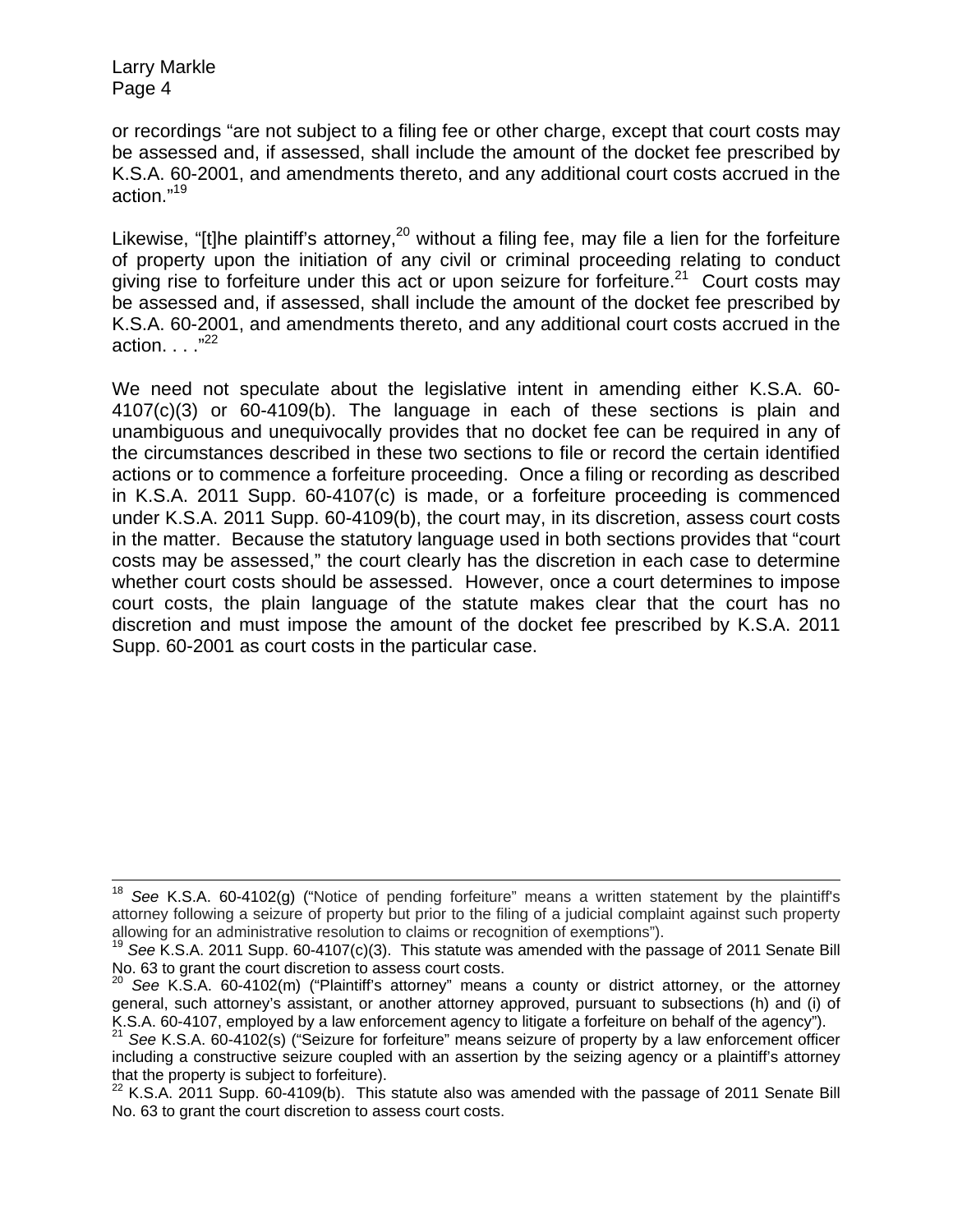or recordings "are not subject to a filing fee or other charge, except that court costs may be assessed and, if assessed, shall include the amount of the docket fee prescribed by K.S.A. 60-2001, and amendments thereto, and any additional court costs accrued in the action."[19]

Likewise, "[t]he plaintiff's attorney,[20] without a filing fee, may file a lien for the forfeiture of property upon the initiation of any civil or criminal proceeding relating to conduct giving rise to forfeiture under this act or upon seizure for forfeiture.[21] Court costs may be assessed and, if assessed, shall include the amount of the docket fee prescribed by K.S.A. 60-2001, and amendments thereto, and any additional court costs accrued in the action. . . ."[22]

We need not speculate about the legislative intent in amending either K.S.A. 60-4107(c)(3) or 60-4109(b). The language in each of these sections is plain and unambiguous and unequivocally provides that no docket fee can be required in any of the circumstances described in these two sections to file or record the certain identified actions or to commence a forfeiture proceeding. Once a filing or recording as described in K.S.A. 2011 Supp. 60-4107(c) is made, or a forfeiture proceeding is commenced under K.S.A. 2011 Supp. 60-4109(b), the court may, in its discretion, assess court costs in the matter. Because the statutory language used in both sections provides that "court costs may be assessed," the court clearly has the discretion in each case to determine whether court costs should be assessed. However, once a court determines to impose court costs, the plain language of the statute makes clear that the court has no discretion and must impose the amount of the docket fee prescribed by K.S.A. 2011 Supp. 60-2001 as court costs in the particular case.

---

[18] *See* K.S.A. 60-4102(g) ("Notice of pending forfeiture" means a written statement by the plaintiff's attorney following a seizure of property but prior to the filing of a judicial complaint against such property allowing for an administrative resolution to claims or recognition of exemptions").

[19] *See* K.S.A. 2011 Supp. 60-4107(c)(3). This statute was amended with the passage of 2011 Senate Bill No. 63 to grant the court discretion to assess court costs.

[20] *See* K.S.A. 60-4102(m) ("Plaintiff's attorney" means a county or district attorney, or the attorney general, such attorney's assistant, or another attorney approved, pursuant to subsections (h) and (i) of K.S.A. 60-4107, employed by a law enforcement agency to litigate a forfeiture on behalf of the agency").

[21] *See* K.S.A. 60-4102(s) ("Seizure for forfeiture" means seizure of property by a law enforcement officer including a constructive seizure coupled with an assertion by the seizing agency or a plaintiff's attorney that the property is subject to forfeiture).

[22] K.S.A. 2011 Supp. 60-4109(b). This statute also was amended with the passage of 2011 Senate Bill No. 63 to grant the court discretion to assess court costs.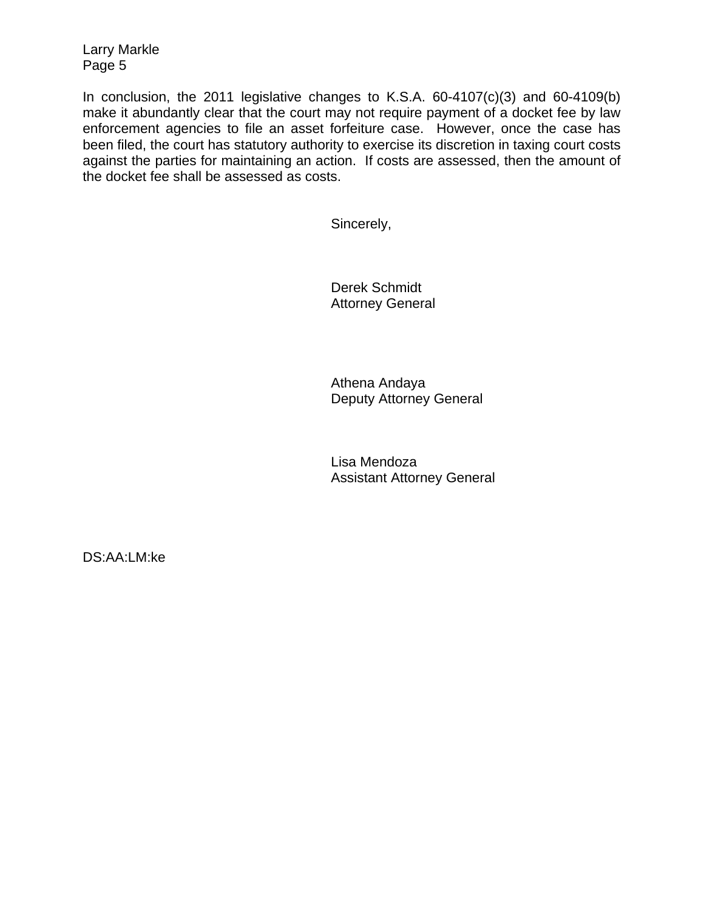In conclusion, the 2011 legislative changes to K.S.A. 60-4107(c)(3) and 60-4109(b) make it abundantly clear that the court may not require payment of a docket fee by law enforcement agencies to file an asset forfeiture case. However, once the case has been filed, the court has statutory authority to exercise its discretion in taxing court costs against the parties for maintaining an action. If costs are assessed, then the amount of the docket fee shall be assessed as costs.

Sincerely,

Derek Schmidt
Attorney General

Athena Andaya
Deputy Attorney General

Lisa Mendoza
Assistant Attorney General

DS:AA:LM:ke